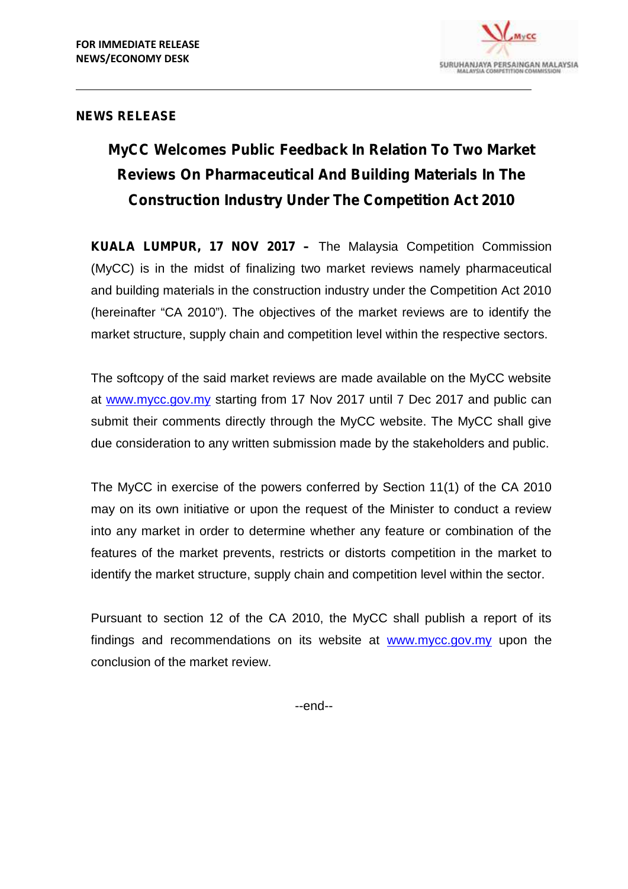**FOR IMMEDIATE RELEASE**
**NEWS/ECONOMY DESK**

SURUHANJAYA PERSAINGAN MALAYSIA
MALAYSIA COMPETITION COMMISSION

**NEWS RELEASE**

# MyCC Welcomes Public Feedback In Relation To Two Market Reviews On Pharmaceutical And Building Materials In The Construction Industry Under The Competition Act 2010

**KUALA LUMPUR, 17 NOV 2017 –** The Malaysia Competition Commission (MyCC) is in the midst of finalizing two market reviews namely pharmaceutical and building materials in the construction industry under the Competition Act 2010 (hereinafter "CA 2010"). The objectives of the market reviews are to identify the market structure, supply chain and competition level within the respective sectors.

The softcopy of the said market reviews are made available on the MyCC website at www.mycc.gov.my starting from 17 Nov 2017 until 7 Dec 2017 and public can submit their comments directly through the MyCC website. The MyCC shall give due consideration to any written submission made by the stakeholders and public.

The MyCC in exercise of the powers conferred by Section 11(1) of the CA 2010 may on its own initiative or upon the request of the Minister to conduct a review into any market in order to determine whether any feature or combination of the features of the market prevents, restricts or distorts competition in the market to identify the market structure, supply chain and competition level within the sector.

Pursuant to section 12 of the CA 2010, the MyCC shall publish a report of its findings and recommendations on its website at www.mycc.gov.my upon the conclusion of the market review.

--end--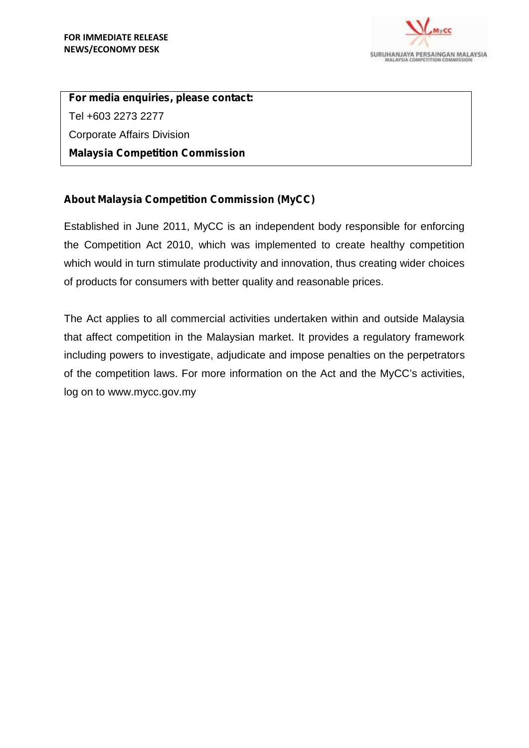**FOR IMMEDIATE RELEASE**
**NEWS/ECONOMY DESK**

**For media enquiries, please contact:**
Tel +603 2273 2277
Corporate Affairs Division
**Malaysia Competition Commission**

## About Malaysia Competition Commission (MyCC)

Established in June 2011, MyCC is an independent body responsible for enforcing the Competition Act 2010, which was implemented to create healthy competition which would in turn stimulate productivity and innovation, thus creating wider choices of products for consumers with better quality and reasonable prices.

The Act applies to all commercial activities undertaken within and outside Malaysia that affect competition in the Malaysian market. It provides a regulatory framework including powers to investigate, adjudicate and impose penalties on the perpetrators of the competition laws. For more information on the Act and the MyCC's activities, log on to www.mycc.gov.my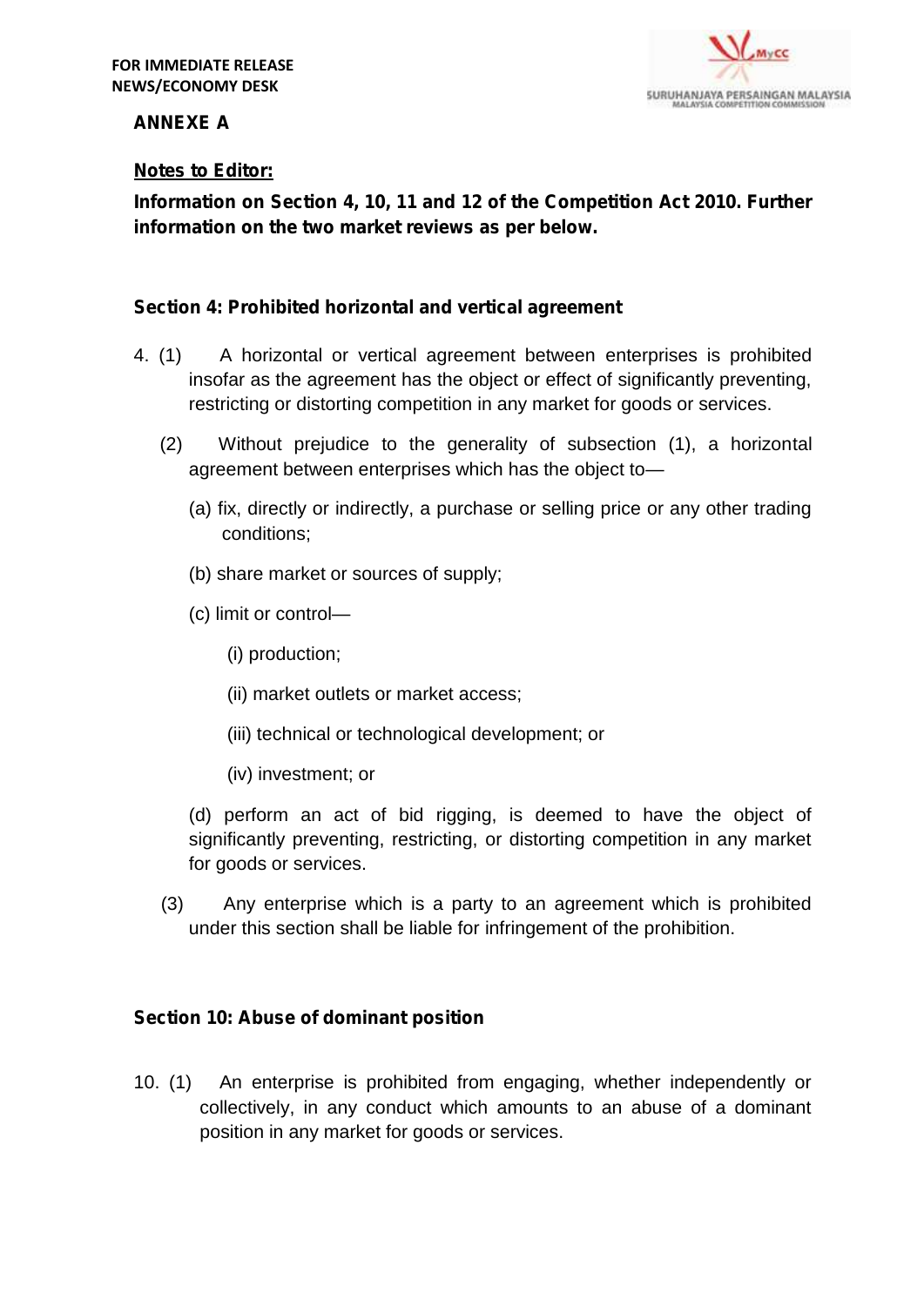FOR IMMEDIATE RELEASE
NEWS/ECONOMY DESK

**ANNEXE A**

**Notes to Editor:**

**Information on Section 4, 10, 11 and 12 of the Competition Act 2010. Further information on the two market reviews as per below.**

**Section 4: Prohibited horizontal and vertical agreement**

4. (1) A horizontal or vertical agreement between enterprises is prohibited insofar as the agreement has the object or effect of significantly preventing, restricting or distorting competition in any market for goods or services.

(2) Without prejudice to the generality of subsection (1), a horizontal agreement between enterprises which has the object to—

(a) fix, directly or indirectly, a purchase or selling price or any other trading conditions;

(b) share market or sources of supply;

(c) limit or control—

(i) production;

(ii) market outlets or market access;

(iii) technical or technological development; or

(iv) investment; or

(d) perform an act of bid rigging, is deemed to have the object of significantly preventing, restricting, or distorting competition in any market for goods or services.

(3) Any enterprise which is a party to an agreement which is prohibited under this section shall be liable for infringement of the prohibition.

**Section 10: Abuse of dominant position**

10. (1) An enterprise is prohibited from engaging, whether independently or collectively, in any conduct which amounts to an abuse of a dominant position in any market for goods or services.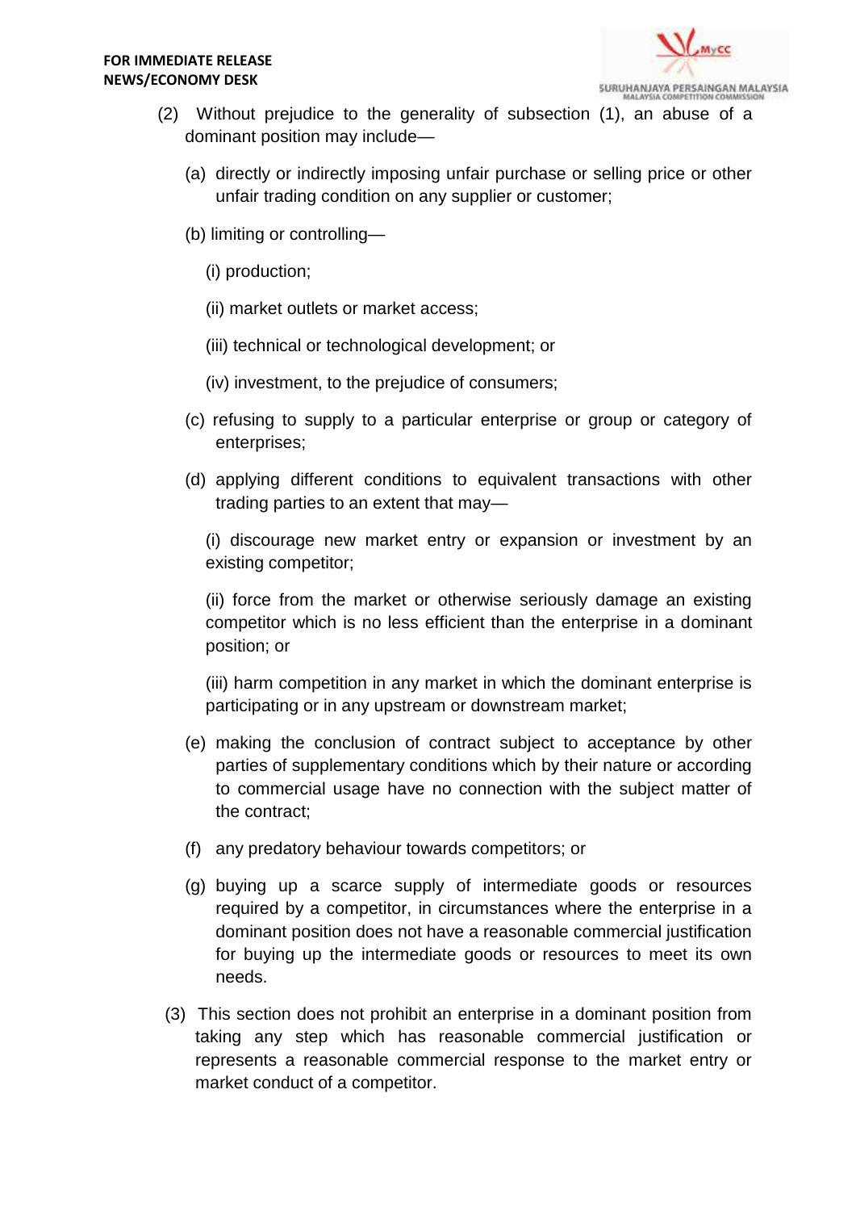(2) Without prejudice to the generality of subsection (1), an abuse of a dominant position may include—

(a) directly or indirectly imposing unfair purchase or selling price or other unfair trading condition on any supplier or customer;

(b) limiting or controlling—

(i) production;

(ii) market outlets or market access;

(iii) technical or technological development; or

(iv) investment, to the prejudice of consumers;

(c) refusing to supply to a particular enterprise or group or category of enterprises;

(d) applying different conditions to equivalent transactions with other trading parties to an extent that may—

(i) discourage new market entry or expansion or investment by an existing competitor;

(ii) force from the market or otherwise seriously damage an existing competitor which is no less efficient than the enterprise in a dominant position; or

(iii) harm competition in any market in which the dominant enterprise is participating or in any upstream or downstream market;

(e) making the conclusion of contract subject to acceptance by other parties of supplementary conditions which by their nature or according to commercial usage have no connection with the subject matter of the contract;

(f) any predatory behaviour towards competitors; or

(g) buying up a scarce supply of intermediate goods or resources required by a competitor, in circumstances where the enterprise in a dominant position does not have a reasonable commercial justification for buying up the intermediate goods or resources to meet its own needs.

(3) This section does not prohibit an enterprise in a dominant position from taking any step which has reasonable commercial justification or represents a reasonable commercial response to the market entry or market conduct of a competitor.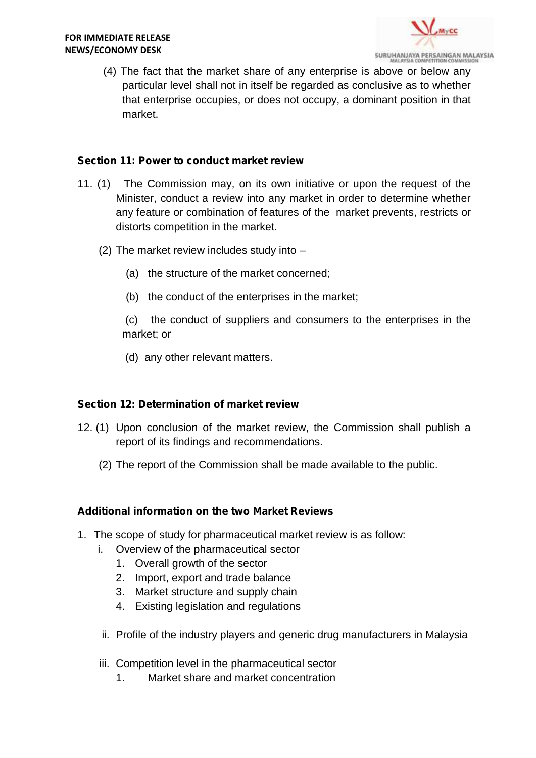(4) The fact that the market share of any enterprise is above or below any particular level shall not in itself be regarded as conclusive as to whether that enterprise occupies, or does not occupy, a dominant position in that market.

**Section 11: Power to conduct market review**

11. (1) The Commission may, on its own initiative or upon the request of the Minister, conduct a review into any market in order to determine whether any feature or combination of features of the market prevents, restricts or distorts competition in the market.

(2) The market review includes study into –

(a) the structure of the market concerned;

(b) the conduct of the enterprises in the market;

(c) the conduct of suppliers and consumers to the enterprises in the market; or

(d) any other relevant matters.

**Section 12: Determination of market review**

12. (1) Upon conclusion of the market review, the Commission shall publish a report of its findings and recommendations.

(2) The report of the Commission shall be made available to the public.

**Additional information on the two Market Reviews**

1. The scope of study for pharmaceutical market review is as follow:
   i. Overview of the pharmaceutical sector
      1. Overall growth of the sector
      2. Import, export and trade balance
      3. Market structure and supply chain
      4. Existing legislation and regulations

   ii. Profile of the industry players and generic drug manufacturers in Malaysia

   iii. Competition level in the pharmaceutical sector
      1. Market share and market concentration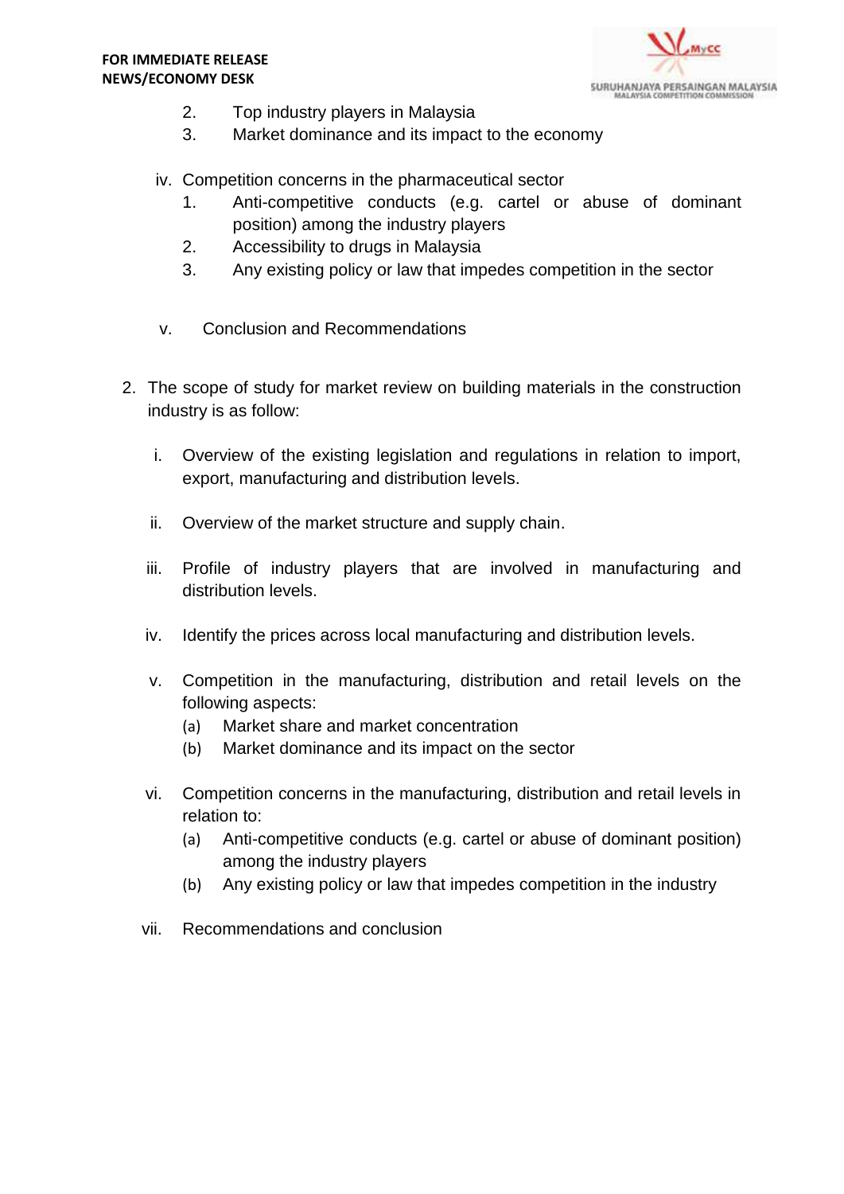2. Top industry players in Malaysia
3. Market dominance and its impact to the economy

iv. Competition concerns in the pharmaceutical sector
   1. Anti-competitive conducts (e.g. cartel or abuse of dominant position) among the industry players
   2. Accessibility to drugs in Malaysia
   3. Any existing policy or law that impedes competition in the sector

v. Conclusion and Recommendations

2. The scope of study for market review on building materials in the construction industry is as follow:

   i. Overview of the existing legislation and regulations in relation to import, export, manufacturing and distribution levels.

   ii. Overview of the market structure and supply chain.

   iii. Profile of industry players that are involved in manufacturing and distribution levels.

   iv. Identify the prices across local manufacturing and distribution levels.

   v. Competition in the manufacturing, distribution and retail levels on the following aspects:
      (a) Market share and market concentration
      (b) Market dominance and its impact on the sector

   vi. Competition concerns in the manufacturing, distribution and retail levels in relation to:
      (a) Anti-competitive conducts (e.g. cartel or abuse of dominant position) among the industry players
      (b) Any existing policy or law that impedes competition in the industry

   vii. Recommendations and conclusion